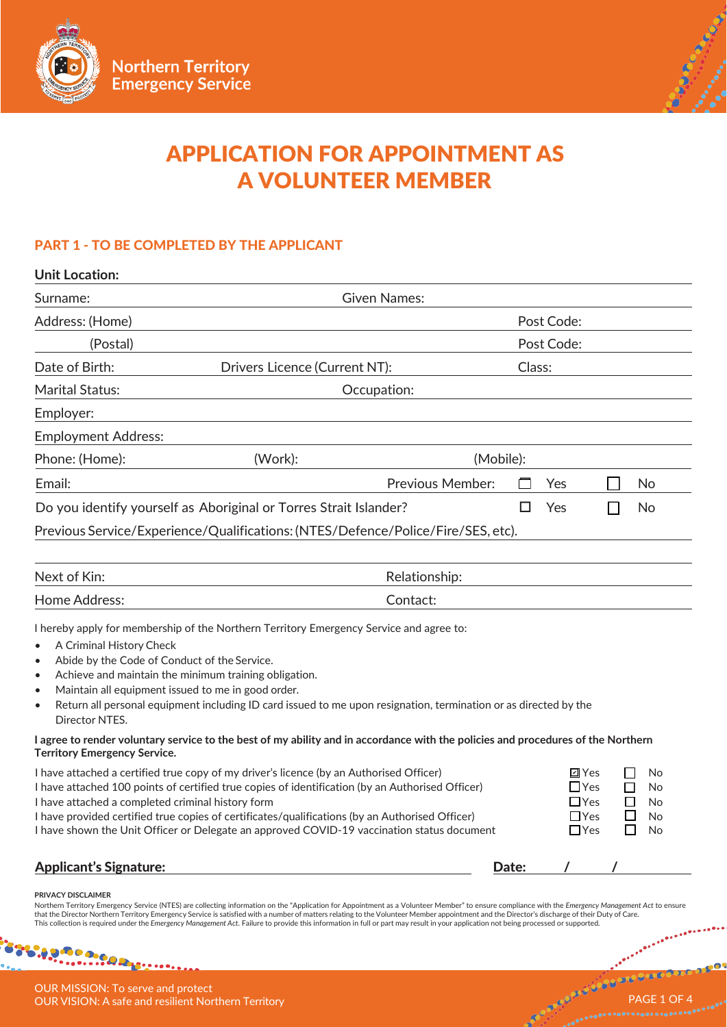Northern Territory Emergency Service

# APPLICATION FOR APPOINTMENT AS A VOLUNTEER MEMBER

## PART 1 - TO BE COMPLETED BY THE APPLICANT

**Unit Location:**

Surname: Given Names:

Address: (Home) Post Code:

(Postal) Post Code:

Date of Birth: Drivers Licence (Current NT): Class:

Marital Status: Occupation:

Employer:

Employment Address:

Phone: (Home): (Work): (Mobile):

Email: Previous Member: ☐ Yes ☐ No

Do you identify yourself as Aboriginal or Torres Strait Islander? ☐ Yes ☐ No

Previous Service/Experience/Qualifications: (NTES/Defence/Police/Fire/SES, etc).

Next of Kin: Relationship:

Home Address: Contact:

I hereby apply for membership of the Northern Territory Emergency Service and agree to:

- A Criminal History Check
- Abide by the Code of Conduct of the Service.
- Achieve and maintain the minimum training obligation.
- Maintain all equipment issued to me in good order.
- Return all personal equipment including ID card issued to me upon resignation, termination or as directed by the Director NTES.

**I agree to render voluntary service to the best of my ability and in accordance with the policies and procedures of the Northern Territory Emergency Service.**

| | | |
|---|---|---|
| I have attached a certified true copy of my driver's licence (by an Authorised Officer) | ☑ Yes | ☐ No |
| I have attached 100 points of certified true copies of identification (by an Authorised Officer) | ☐ Yes | ☐ No |
| I have attached a completed criminal history form | ☐ Yes | ☐ No |
| I have provided certified true copies of certificates/qualifications (by an Authorised Officer) | ☐ Yes | ☐ No |
| I have shown the Unit Officer or Delegate an approved COVID-19 vaccination status document | ☐ Yes | ☐ No |

**Applicant's Signature:** **Date:** / /

**PRIVACY DISCLAIMER**

Northern Territory Emergency Service (NTES) are collecting information on the "Application for Appointment as a Volunteer Member" to ensure compliance with the *Emergency Management Act* to ensure that the Director Northern Territory Emergency Service is satisfied with a number of matters relating to the Volunteer Member appointment and the Director's discharge of their Duty of Care. This collection is required under the *Emergency Management Act*. Failure to provide this information in full or part may result in your application not being processed or supported.

OUR MISSION: To serve and protect
OUR VISION: A safe and resilient Northern Territory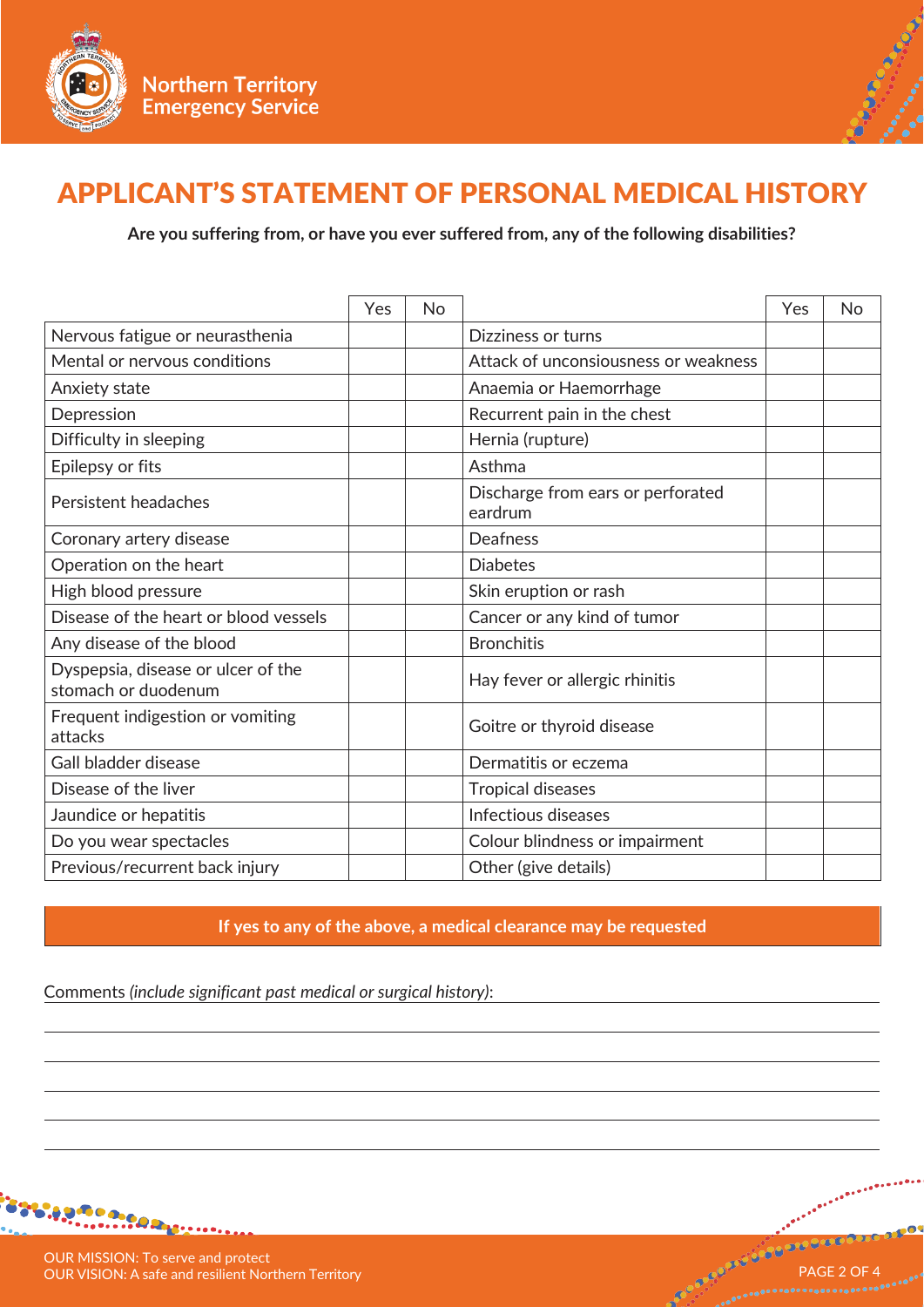# APPLICANT'S STATEMENT OF PERSONAL MEDICAL HISTORY

**Are you suffering from, or have you ever suffered from, any of the following disabilities?**

| | Yes | No | | Yes | No |
|---|---|---|---|---|---|
| Nervous fatigue or neurasthenia | | | Dizziness or turns | | |
| Mental or nervous conditions | | | Attack of unconsiousness or weakness | | |
| Anxiety state | | | Anaemia or Haemorrhage | | |
| Depression | | | Recurrent pain in the chest | | |
| Difficulty in sleeping | | | Hernia (rupture) | | |
| Epilepsy or fits | | | Asthma | | |
| Persistent headaches | | | Discharge from ears or perforated eardrum | | |
| Coronary artery disease | | | Deafness | | |
| Operation on the heart | | | Diabetes | | |
| High blood pressure | | | Skin eruption or rash | | |
| Disease of the heart or blood vessels | | | Cancer or any kind of tumor | | |
| Any disease of the blood | | | Bronchitis | | |
| Dyspepsia, disease or ulcer of the stomach or duodenum | | | Hay fever or allergic rhinitis | | |
| Frequent indigestion or vomiting attacks | | | Goitre or thyroid disease | | |
| Gall bladder disease | | | Dermatitis or eczema | | |
| Disease of the liver | | | Tropical diseases | | |
| Jaundice or hepatitis | | | Infectious diseases | | |
| Do you wear spectacles | | | Colour blindness or impairment | | |
| Previous/recurrent back injury | | | Other (give details) | | |

**If yes to any of the above, a medical clearance may be requested**

Comments *(include significant past medical or surgical history)*:

OUR MISSION: To serve and protect
OUR VISION: A safe and resilient Northern Territory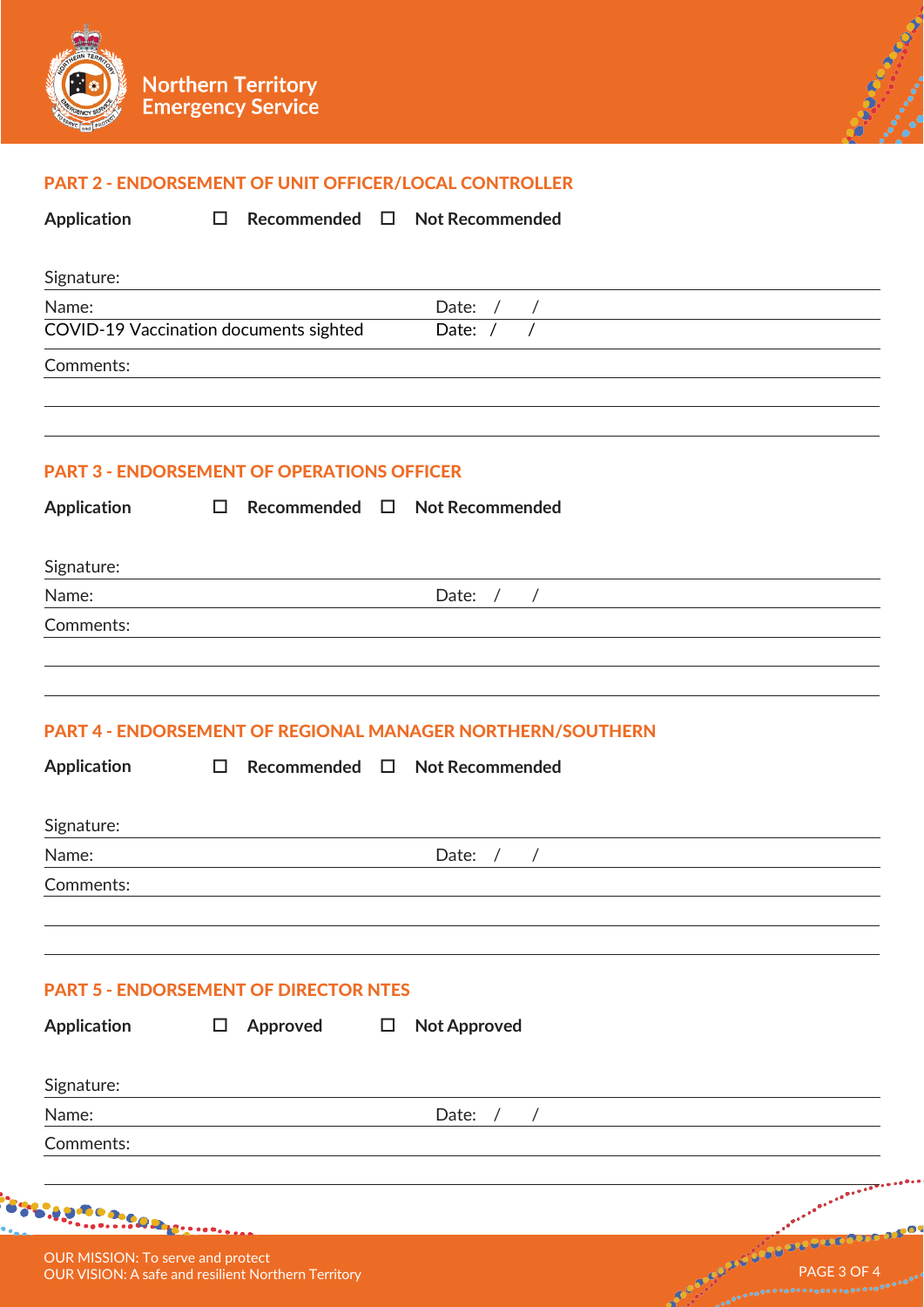Northern Territory Emergency Service

## PART 2 - ENDORSEMENT OF UNIT OFFICER/LOCAL CONTROLLER

**Application** ☐ **Recommended** ☐ **Not Recommended**

Signature:

Name: Date: / /

COVID-19 Vaccination documents sighted Date: / /

Comments:

## PART 3 - ENDORSEMENT OF OPERATIONS OFFICER

**Application** ☐ **Recommended** ☐ **Not Recommended**

Signature:

Name: Date: / /

Comments:

## PART 4 - ENDORSEMENT OF REGIONAL MANAGER NORTHERN/SOUTHERN

**Application** ☐ **Recommended** ☐ **Not Recommended**

Signature:

Name: Date: / /

Comments:

## PART 5 - ENDORSEMENT OF DIRECTOR NTES

**Application** ☐ **Approved** ☐ **Not Approved**

Signature:

Name: Date: / /

Comments:

OUR MISSION: To serve and protect
OUR VISION: A safe and resilient Northern Territory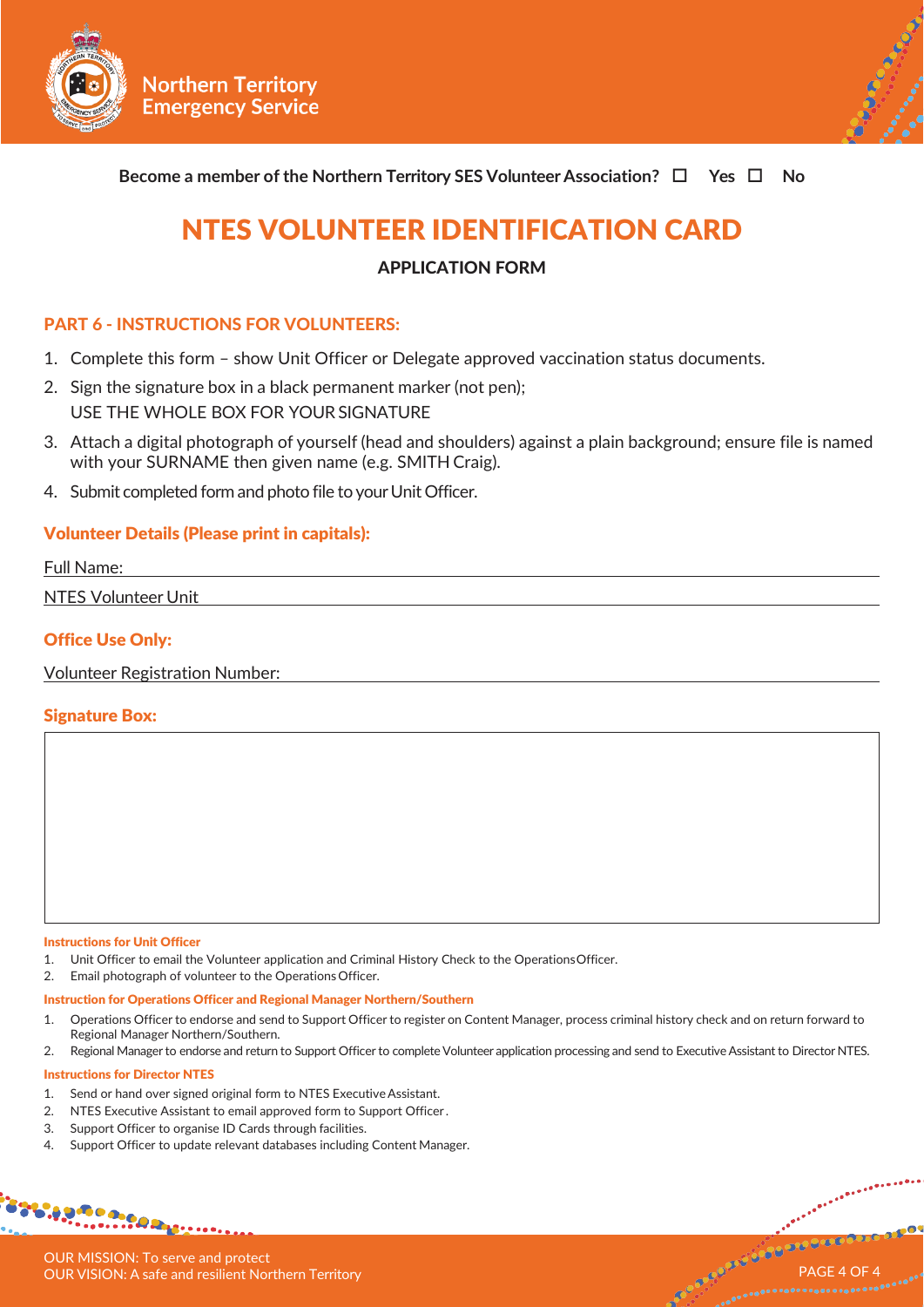Northern Territory Emergency Service

**Become a member of the Northern Territory SES Volunteer Association? ☐ Yes ☐ No**

# NTES VOLUNTEER IDENTIFICATION CARD

**APPLICATION FORM**

## PART 6 - INSTRUCTIONS FOR VOLUNTEERS:

1. Complete this form – show Unit Officer or Delegate approved vaccination status documents.
2. Sign the signature box in a black permanent marker (not pen);
   USE THE WHOLE BOX FOR YOUR SIGNATURE
3. Attach a digital photograph of yourself (head and shoulders) against a plain background; ensure file is named with your SURNAME then given name (e.g. SMITH Craig).
4. Submit completed form and photo file to your Unit Officer.

## Volunteer Details (Please print in capitals):

Full Name: ______________________________

NTES Volunteer Unit ______________________________

## Office Use Only:

Volunteer Registration Number: ______________________________

## Signature Box:

&nbsp;

#### Instructions for Unit Officer

1. Unit Officer to email the Volunteer application and Criminal History Check to the Operations Officer.
2. Email photograph of volunteer to the Operations Officer.

#### Instruction for Operations Officer and Regional Manager Northern/Southern

1. Operations Officer to endorse and send to Support Officer to register on Content Manager, process criminal history check and on return forward to Regional Manager Northern/Southern.
2. Regional Manager to endorse and return to Support Officer to complete Volunteer application processing and send to Executive Assistant to Director NTES.

#### Instructions for Director NTES

1. Send or hand over signed original form to NTES Executive Assistant.
2. NTES Executive Assistant to email approved form to Support Officer.
3. Support Officer to organise ID Cards through facilities.
4. Support Officer to update relevant databases including Content Manager.

OUR MISSION: To serve and protect
OUR VISION: A safe and resilient Northern Territory